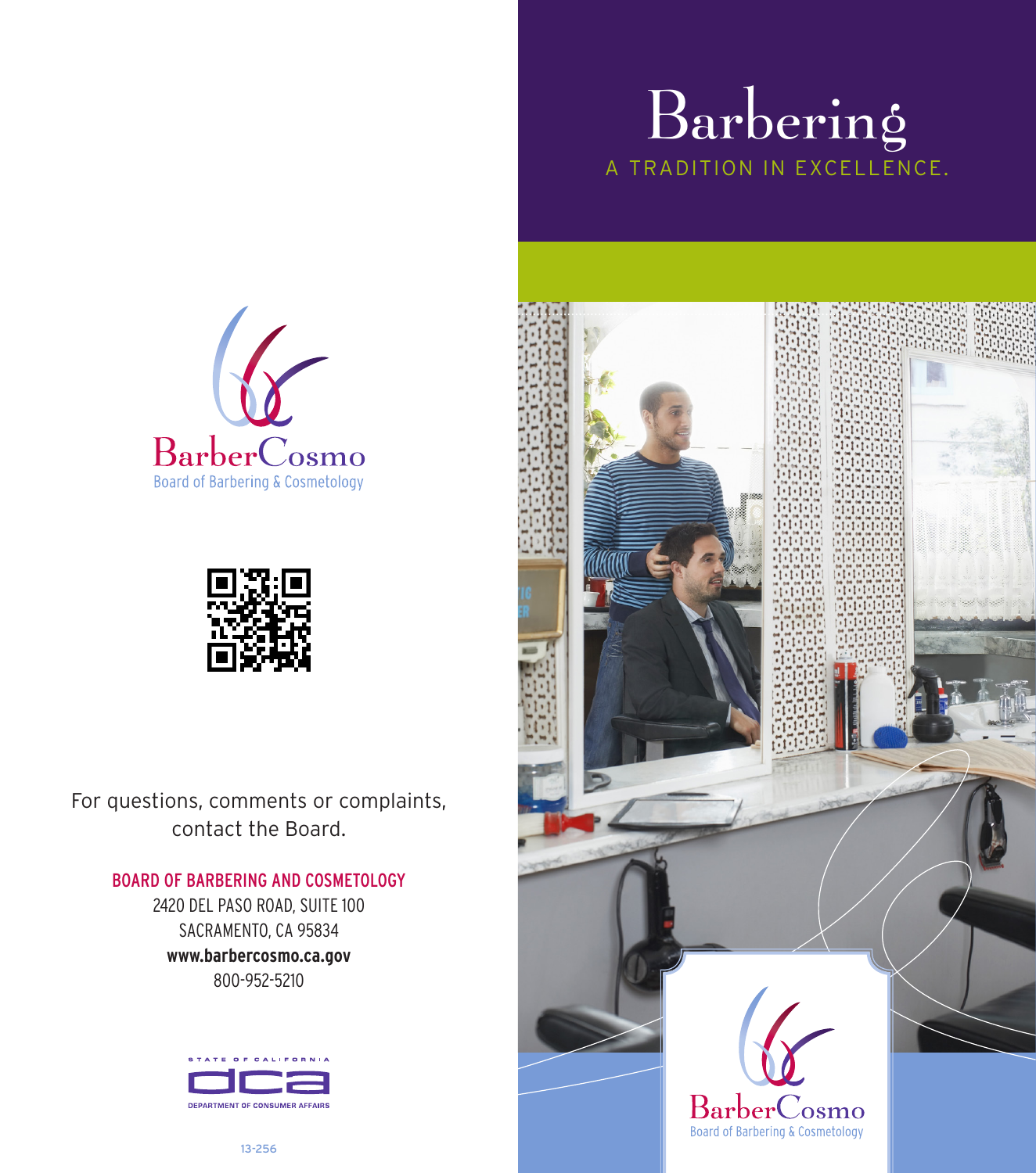BarberCosmo
Board of Barbering & Cosmetology

For questions, comments or complaints, contact the Board.

**BOARD OF BARBERING AND COSMETOLOGY**
2420 DEL PASO ROAD, SUITE 100
SACRAMENTO, CA 95834
**www.barbercosmo.ca.gov**
800-952-5210

STATE OF CALIFORNIA
DCA
DEPARTMENT OF CONSUMER AFFAIRS

13-256

# Barbering

A TRADITION IN EXCELLENCE.

BarberCosmo
Board of Barbering & Cosmetology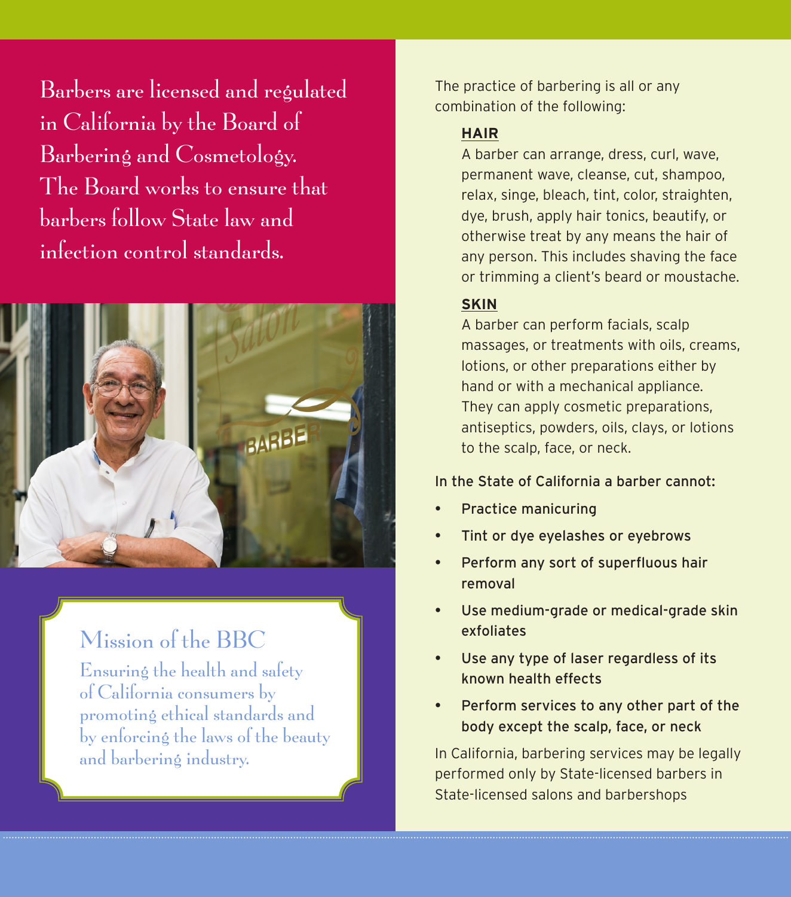Barbers are licensed and regulated in California by the Board of Barbering and Cosmetology. The Board works to ensure that barbers follow State law and infection control standards.

## Mission of the BBC

Ensuring the health and safety of California consumers by promoting ethical standards and by enforcing the laws of the beauty and barbering industry.

The practice of barbering is all or any combination of the following:

### HAIR

A barber can arrange, dress, curl, wave, permanent wave, cleanse, cut, shampoo, relax, singe, bleach, tint, color, straighten, dye, brush, apply hair tonics, beautify, or otherwise treat by any means the hair of any person. This includes shaving the face or trimming a client's beard or moustache.

### SKIN

A barber can perform facials, scalp massages, or treatments with oils, creams, lotions, or other preparations either by hand or with a mechanical appliance. They can apply cosmetic preparations, antiseptics, powders, oils, clays, or lotions to the scalp, face, or neck.

**In the State of California a barber cannot:**

- **Practice manicuring**
- **Tint or dye eyelashes or eyebrows**
- **Perform any sort of superfluous hair removal**
- **Use medium-grade or medical-grade skin exfoliates**
- **Use any type of laser regardless of its known health effects**
- **Perform services to any other part of the body except the scalp, face, or neck**

In California, barbering services may be legally performed only by State-licensed barbers in State-licensed salons and barbershops